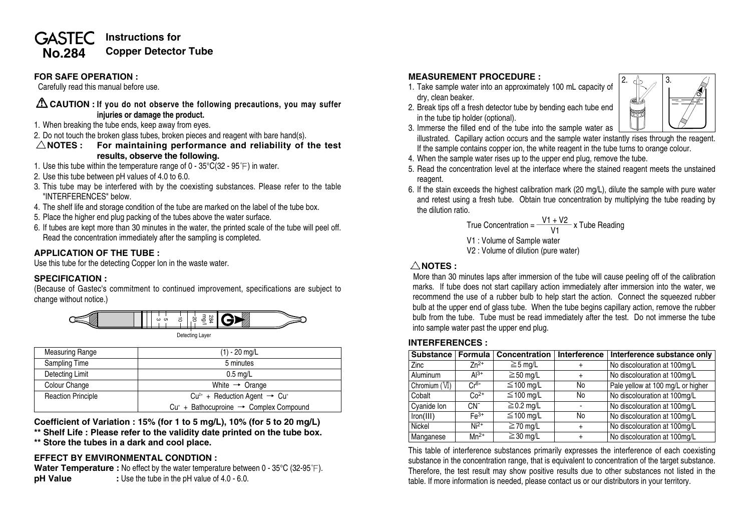# GASTEC No.284 Instructions for Copper Detector Tube

## FOR SAFE OPERATION :

Carefully read this manual before use.

⚠ **CAUTION : If you do not observe the following precautions, you may suffer injuries or damage the product.**

1. When breaking the tube ends, keep away from eyes.
2. Do not touch the broken glass tubes, broken pieces and reagent with bare hand(s).

△**NOTES : For maintaining performance and reliability of the test results, observe the following.**

1. Use this tube within the temperature range of 0 - 35°C(32 - 95°F) in water.
2. Use this tube between pH values of 4.0 to 6.0.
3. This tube may be interfered with by the coexisting substances. Please refer to the table "INTERFERENCES" below.
4. The shelf life and storage condition of the tube are marked on the label of the tube box.
5. Place the higher end plug packing of the tubes above the water surface.
6. If tubes are kept more than 30 minutes in the water, the printed scale of the tube will peel off. Read the concentration immediately after the sampling is completed.

## APPLICATION OF THE TUBE :

Use this tube for the detecting Copper Ion in the waste water.

## SPECIFICATION :

(Because of Gastec's commitment to continued improvement, specifications are subject to change without notice.)

Detecting Layer

| Measuring Range | (1) - 20 mg/L |
|---|---|
| Sampling Time | 5 minutes |
| Detecting Limit | 0.5 mg/L |
| Colour Change | White → Orange |
| Reaction Principle | $Cu^{2+}$ + Reduction Agent → $Cu^{+}$ |
| | $Cu^{+}$ + Bathocuproine → Complex Compound |

**Coefficient of Variation : 15% (for 1 to 5 mg/L), 10% (for 5 to 20 mg/L)**

**\*\* Shelf Life : Please refer to the validity date printed on the tube box.**

**\*\* Store the tubes in a dark and cool place.**

## EFFECT BY EMVIRONMENTAL CONDTION :

**Water Temperature :** No effect by the water temperature between 0 - 35°C (32-95°F).

**pH Value :** Use the tube in the pH value of 4.0 - 6.0.

## MEASUREMENT PROCEDURE :

1. Take sample water into an approximately 100 mL capacity of dry, clean beaker.
2. Break tips off a fresh detector tube by bending each tube end in the tube tip holder (optional).
3. Immerse the filled end of the tube into the sample water as illustrated. Capillary action occurs and the sample water instantly rises through the reagent. If the sample contains copper ion, the white reagent in the tube turns to orange colour.
4. When the sample water rises up to the upper end plug, remove the tube.
5. Read the concentration level at the interface where the stained reagent meets the unstained reagent.
6. If the stain exceeds the highest calibration mark (20 mg/L), dilute the sample with pure water and retest using a fresh tube. Obtain true concentration by multiplying the tube reading by the dilution ratio.

$$\text{True Concentration} = \frac{V1 + V2}{V1} \times \text{Tube Reading}$$

V1 : Volume of Sample water

V2 : Volume of dilution (pure water)

△**NOTES :**

More than 30 minutes laps after immersion of the tube will cause peeling off of the calibration marks. If tube does not start capillary action immediately after immersion into the water, we recommend the use of a rubber bulb to help start the action. Connect the squeezed rubber bulb at the upper end of glass tube. When the tube begins capillary action, remove the rubber bulb from the tube. Tube must be read immediately after the test. Do not immerse the tube into sample water past the upper end plug.

## INTERFERENCES :

| Substance | Formula | Concentration | Interference | Interference substance only |
|---|---|---|---|---|
| Zinc | $Zn^{2+}$ | ≧5 mg/L | + | No discolouration at 100mg/L |
| Aluminum | $Al^{3+}$ | ≧50 mg/L | + | No discolouration at 100mg/L |
| Chromium (Ⅵ) | $Cr^{6+}$ | ≦100 mg/L | No | Pale yellow at 100 mg/L or higher |
| Cobalt | $Co^{2+}$ | ≦100 mg/L | No | No discolouration at 100mg/L |
| Cyanide Ion | $CN^{-}$ | ≧0.2 mg/L | - | No discolouration at 100mg/L |
| Iron(III) | $Fe^{3+}$ | ≦100 mg/L | No | No discolouration at 100mg/L |
| Nickel | $Ni^{2+}$ | ≧70 mg/L | + | No discolouration at 100mg/L |
| Manganese | $Mn^{2+}$ | ≧30 mg/L | + | No discolouration at 100mg/L |

This table of interference substances primarily expresses the interference of each coexisting substance in the concentration range, that is equivalent to concentration of the target substance. Therefore, the test result may show positive results due to other substances not listed in the table. If more information is needed, please contact us or our distributors in your territory.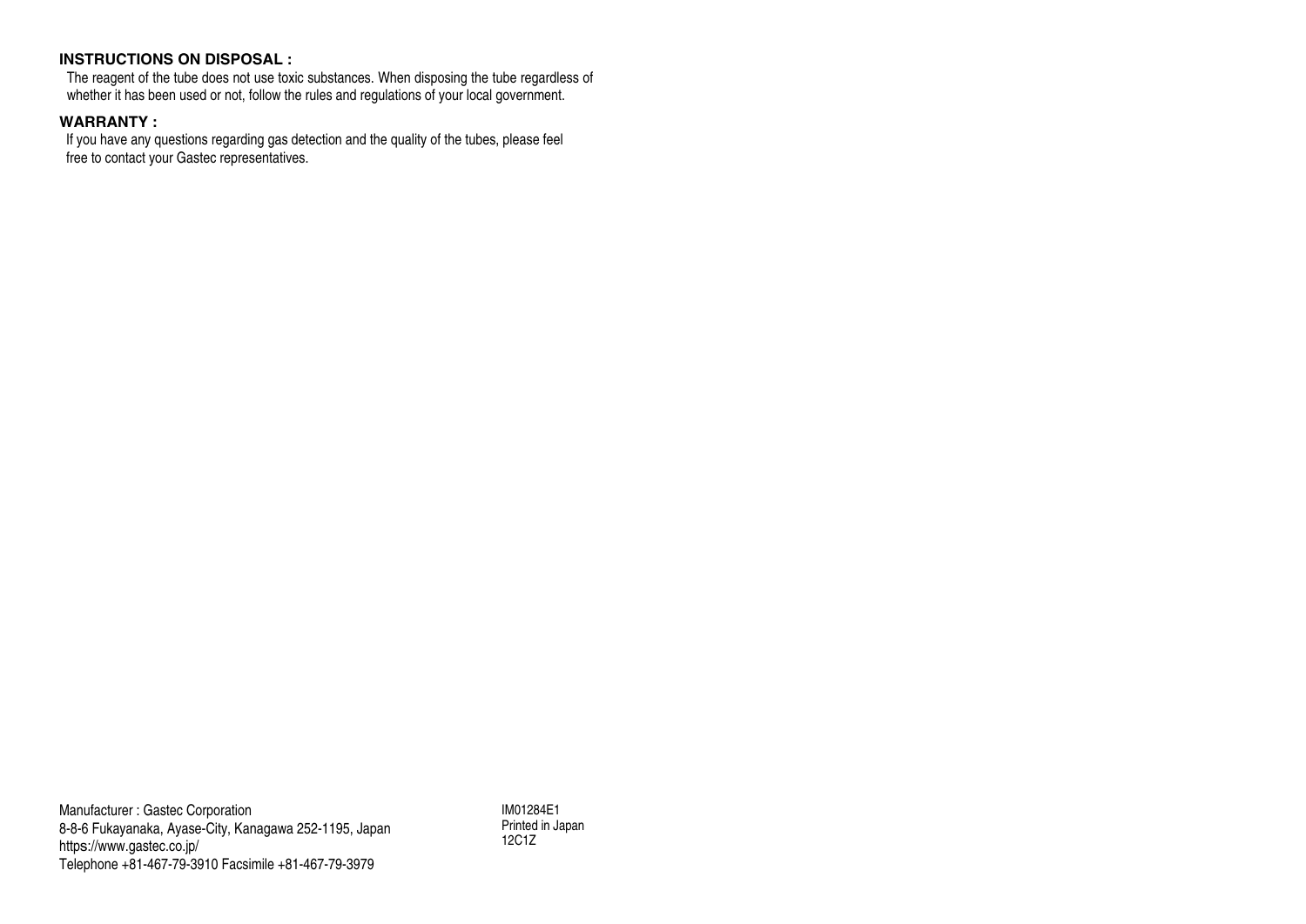**INSTRUCTIONS ON DISPOSAL :**

The reagent of the tube does not use toxic substances. When disposing the tube regardless of whether it has been used or not, follow the rules and regulations of your local government.

**WARRANTY :**

If you have any questions regarding gas detection and the quality of the tubes, please feel free to contact your Gastec representatives.

Manufacturer : Gastec Corporation
8-8-6 Fukayanaka, Ayase-City, Kanagawa 252-1195, Japan
https://www.gastec.co.jp/
Telephone +81-467-79-3910 Facsimile +81-467-79-3979

IM01284E1
Printed in Japan
12C1Z